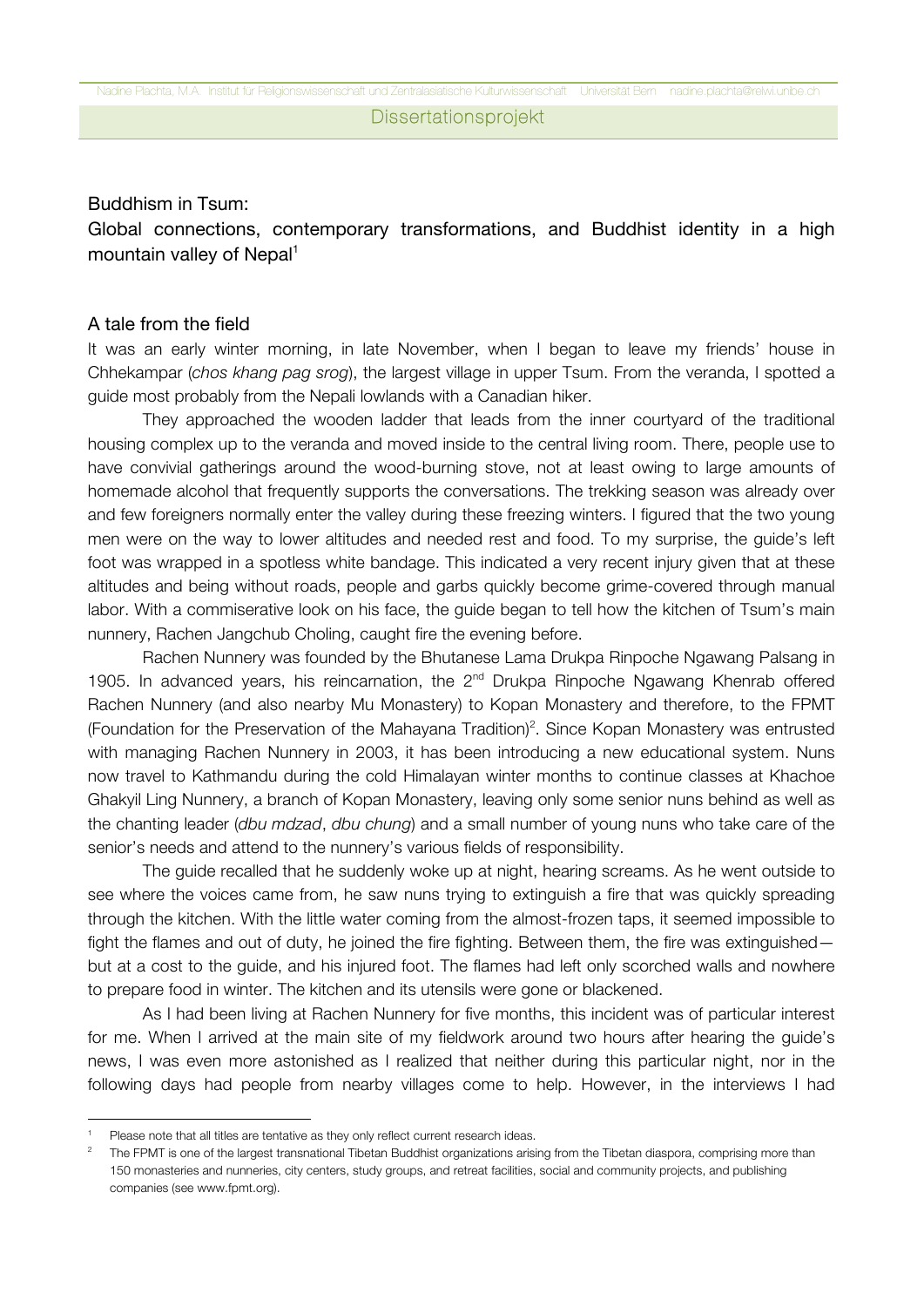Dissertationsprojekt

# Buddhism in Tsum: Global connections, contemporary transformations, and Buddhist identity in a high mountain valley of Nepal[1]

## A tale from the field

It was an early winter morning, in late November, when I began to leave my friends' house in Chhekampar (*chos khang pag srog*), the largest village in upper Tsum. From the veranda, I spotted a guide most probably from the Nepali lowlands with a Canadian hiker.

They approached the wooden ladder that leads from the inner courtyard of the traditional housing complex up to the veranda and moved inside to the central living room. There, people use to have convivial gatherings around the wood-burning stove, not at least owing to large amounts of homemade alcohol that frequently supports the conversations. The trekking season was already over and few foreigners normally enter the valley during these freezing winters. I figured that the two young men were on the way to lower altitudes and needed rest and food. To my surprise, the guide's left foot was wrapped in a spotless white bandage. This indicated a very recent injury given that at these altitudes and being without roads, people and garbs quickly become grime-covered through manual labor. With a commiserative look on his face, the guide began to tell how the kitchen of Tsum's main nunnery, Rachen Jangchub Choling, caught fire the evening before.

Rachen Nunnery was founded by the Bhutanese Lama Drukpa Rinpoche Ngawang Palsang in 1905. In advanced years, his reincarnation, the 2nd Drukpa Rinpoche Ngawang Khenrab offered Rachen Nunnery (and also nearby Mu Monastery) to Kopan Monastery and therefore, to the FPMT (Foundation for the Preservation of the Mahayana Tradition)[2]. Since Kopan Monastery was entrusted with managing Rachen Nunnery in 2003, it has been introducing a new educational system. Nuns now travel to Kathmandu during the cold Himalayan winter months to continue classes at Khachoe Ghakyil Ling Nunnery, a branch of Kopan Monastery, leaving only some senior nuns behind as well as the chanting leader (*dbu mdzad*, *dbu chung*) and a small number of young nuns who take care of the senior's needs and attend to the nunnery's various fields of responsibility.

The guide recalled that he suddenly woke up at night, hearing screams. As he went outside to see where the voices came from, he saw nuns trying to extinguish a fire that was quickly spreading through the kitchen. With the little water coming from the almost-frozen taps, it seemed impossible to fight the flames and out of duty, he joined the fire fighting. Between them, the fire was extinguished—but at a cost to the guide, and his injured foot. The flames had left only scorched walls and nowhere to prepare food in winter. The kitchen and its utensils were gone or blackened.

As I had been living at Rachen Nunnery for five months, this incident was of particular interest for me. When I arrived at the main site of my fieldwork around two hours after hearing the guide's news, I was even more astonished as I realized that neither during this particular night, nor in the following days had people from nearby villages come to help. However, in the interviews I had

---

[1] Please note that all titles are tentative as they only reflect current research ideas.

[2] The FPMT is one of the largest transnational Tibetan Buddhist organizations arising from the Tibetan diaspora, comprising more than 150 monasteries and nunneries, city centers, study groups, and retreat facilities, social and community projects, and publishing companies (see www.fpmt.org).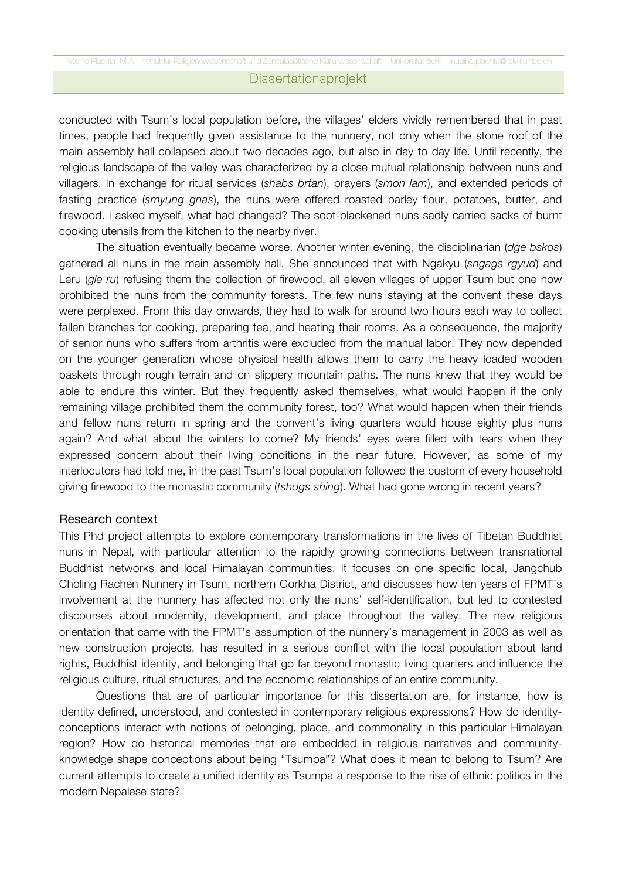conducted with Tsum's local population before, the villages' elders vividly remembered that in past times, people had frequently given assistance to the nunnery, not only when the stone roof of the main assembly hall collapsed about two decades ago, but also in day to day life. Until recently, the religious landscape of the valley was characterized by a close mutual relationship between nuns and villagers. In exchange for ritual services (*shabs brtan*), prayers (*smon lam*), and extended periods of fasting practice (*smyung gnas*), the nuns were offered roasted barley flour, potatoes, butter, and firewood. I asked myself, what had changed? The soot-blackened nuns sadly carried sacks of burnt cooking utensils from the kitchen to the nearby river.

The situation eventually became worse. Another winter evening, the disciplinarian (*dge bskos*) gathered all nuns in the main assembly hall. She announced that with Ngakyu (*sngags rgyud*) and Leru (*gle ru*) refusing them the collection of firewood, all eleven villages of upper Tsum but one now prohibited the nuns from the community forests. The few nuns staying at the convent these days were perplexed. From this day onwards, they had to walk for around two hours each way to collect fallen branches for cooking, preparing tea, and heating their rooms. As a consequence, the majority of senior nuns who suffers from arthritis were excluded from the manual labor. They now depended on the younger generation whose physical health allows them to carry the heavy loaded wooden baskets through rough terrain and on slippery mountain paths. The nuns knew that they would be able to endure this winter. But they frequently asked themselves, what would happen if the only remaining village prohibited them the community forest, too? What would happen when their friends and fellow nuns return in spring and the convent's living quarters would house eighty plus nuns again? And what about the winters to come? My friends' eyes were filled with tears when they expressed concern about their living conditions in the near future. However, as some of my interlocutors had told me, in the past Tsum's local population followed the custom of every household giving firewood to the monastic community (*tshogs shing*). What had gone wrong in recent years?

## Research context

This Phd project attempts to explore contemporary transformations in the lives of Tibetan Buddhist nuns in Nepal, with particular attention to the rapidly growing connections between transnational Buddhist networks and local Himalayan communities. It focuses on one specific local, Jangchub Choling Rachen Nunnery in Tsum, northern Gorkha District, and discusses how ten years of FPMT's involvement at the nunnery has affected not only the nuns' self-identification, but led to contested discourses about modernity, development, and place throughout the valley. The new religious orientation that came with the FPMT's assumption of the nunnery's management in 2003 as well as new construction projects, has resulted in a serious conflict with the local population about land rights, Buddhist identity, and belonging that go far beyond monastic living quarters and influence the religious culture, ritual structures, and the economic relationships of an entire community.

Questions that are of particular importance for this dissertation are, for instance, how is identity defined, understood, and contested in contemporary religious expressions? How do identity-conceptions interact with notions of belonging, place, and commonality in this particular Himalayan region? How do historical memories that are embedded in religious narratives and community-knowledge shape conceptions about being "Tsumpa"? What does it mean to belong to Tsum? Are current attempts to create a unified identity as Tsumpa a response to the rise of ethnic politics in the modern Nepalese state?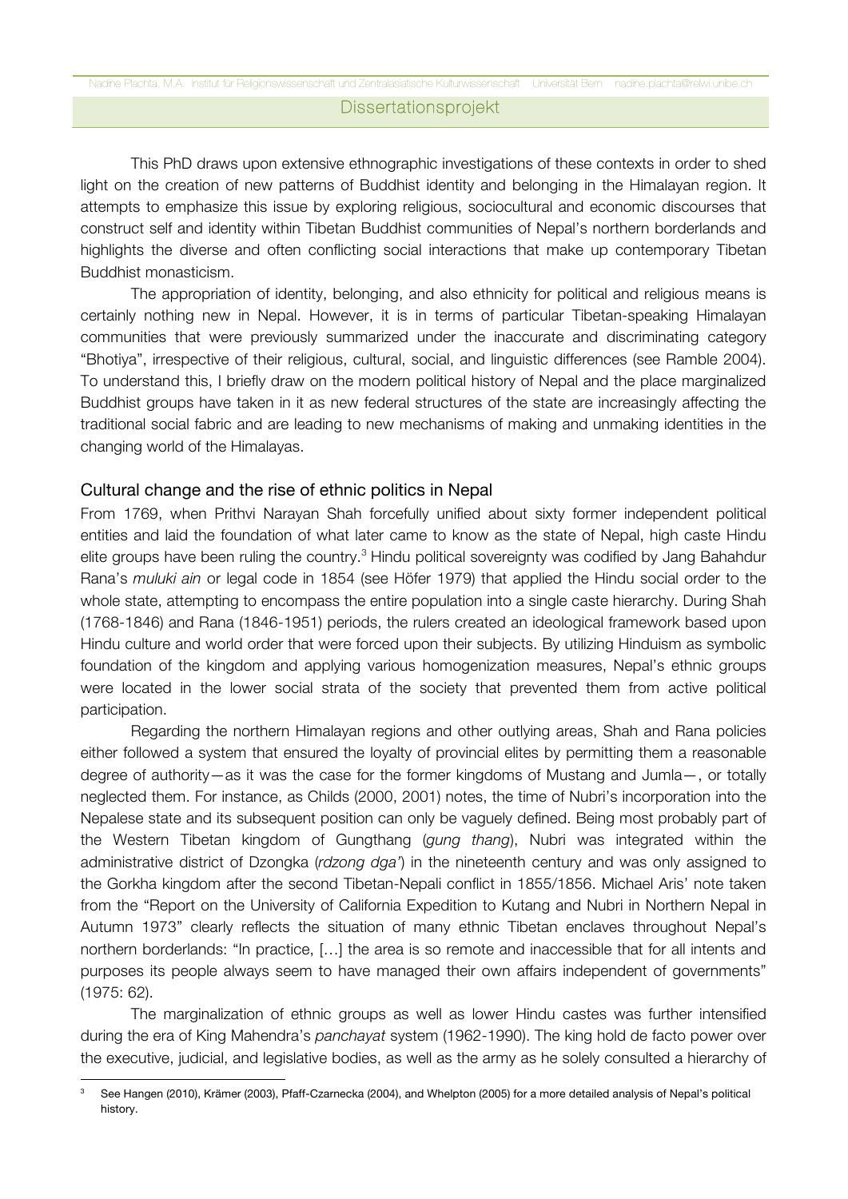This PhD draws upon extensive ethnographic investigations of these contexts in order to shed light on the creation of new patterns of Buddhist identity and belonging in the Himalayan region. It attempts to emphasize this issue by exploring religious, sociocultural and economic discourses that construct self and identity within Tibetan Buddhist communities of Nepal's northern borderlands and highlights the diverse and often conflicting social interactions that make up contemporary Tibetan Buddhist monasticism.

The appropriation of identity, belonging, and also ethnicity for political and religious means is certainly nothing new in Nepal. However, it is in terms of particular Tibetan-speaking Himalayan communities that were previously summarized under the inaccurate and discriminating category "Bhotiya", irrespective of their religious, cultural, social, and linguistic differences (see Ramble 2004). To understand this, I briefly draw on the modern political history of Nepal and the place marginalized Buddhist groups have taken in it as new federal structures of the state are increasingly affecting the traditional social fabric and are leading to new mechanisms of making and unmaking identities in the changing world of the Himalayas.

## Cultural change and the rise of ethnic politics in Nepal

From 1769, when Prithvi Narayan Shah forcefully unified about sixty former independent political entities and laid the foundation of what later came to know as the state of Nepal, high caste Hindu elite groups have been ruling the country.[3] Hindu political sovereignty was codified by Jang Bahahdur Rana's *muluki ain* or legal code in 1854 (see Höfer 1979) that applied the Hindu social order to the whole state, attempting to encompass the entire population into a single caste hierarchy. During Shah (1768-1846) and Rana (1846-1951) periods, the rulers created an ideological framework based upon Hindu culture and world order that were forced upon their subjects. By utilizing Hinduism as symbolic foundation of the kingdom and applying various homogenization measures, Nepal's ethnic groups were located in the lower social strata of the society that prevented them from active political participation.

Regarding the northern Himalayan regions and other outlying areas, Shah and Rana policies either followed a system that ensured the loyalty of provincial elites by permitting them a reasonable degree of authority—as it was the case for the former kingdoms of Mustang and Jumla—, or totally neglected them. For instance, as Childs (2000, 2001) notes, the time of Nubri's incorporation into the Nepalese state and its subsequent position can only be vaguely defined. Being most probably part of the Western Tibetan kingdom of Gungthang (*gung thang*), Nubri was integrated within the administrative district of Dzongka (*rdzong dga'*) in the nineteenth century and was only assigned to the Gorkha kingdom after the second Tibetan-Nepali conflict in 1855/1856. Michael Aris' note taken from the "Report on the University of California Expedition to Kutang and Nubri in Northern Nepal in Autumn 1973" clearly reflects the situation of many ethnic Tibetan enclaves throughout Nepal's northern borderlands: "In practice, […] the area is so remote and inaccessible that for all intents and purposes its people always seem to have managed their own affairs independent of governments" (1975: 62).

The marginalization of ethnic groups as well as lower Hindu castes was further intensified during the era of King Mahendra's *panchayat* system (1962-1990). The king hold de facto power over the executive, judicial, and legislative bodies, as well as the army as he solely consulted a hierarchy of

[3] See Hangen (2010), Krämer (2003), Pfaff-Czarnecka (2004), and Whelpton (2005) for a more detailed analysis of Nepal's political history.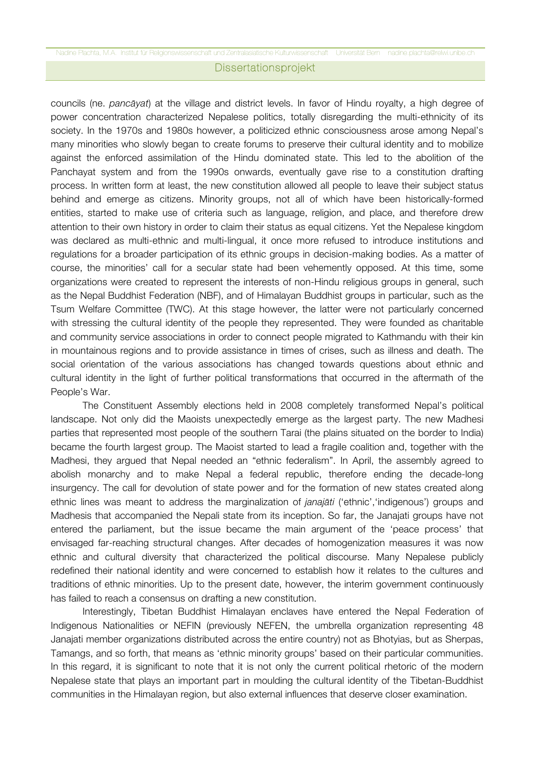councils (ne. *pancāyat*) at the village and district levels. In favor of Hindu royalty, a high degree of power concentration characterized Nepalese politics, totally disregarding the multi-ethnicity of its society. In the 1970s and 1980s however, a politicized ethnic consciousness arose among Nepal's many minorities who slowly began to create forums to preserve their cultural identity and to mobilize against the enforced assimilation of the Hindu dominated state. This led to the abolition of the Panchayat system and from the 1990s onwards, eventually gave rise to a constitution drafting process. In written form at least, the new constitution allowed all people to leave their subject status behind and emerge as citizens. Minority groups, not all of which have been historically-formed entities, started to make use of criteria such as language, religion, and place, and therefore drew attention to their own history in order to claim their status as equal citizens. Yet the Nepalese kingdom was declared as multi-ethnic and multi-lingual, it once more refused to introduce institutions and regulations for a broader participation of its ethnic groups in decision-making bodies. As a matter of course, the minorities' call for a secular state had been vehemently opposed. At this time, some organizations were created to represent the interests of non-Hindu religious groups in general, such as the Nepal Buddhist Federation (NBF), and of Himalayan Buddhist groups in particular, such as the Tsum Welfare Committee (TWC). At this stage however, the latter were not particularly concerned with stressing the cultural identity of the people they represented. They were founded as charitable and community service associations in order to connect people migrated to Kathmandu with their kin in mountainous regions and to provide assistance in times of crises, such as illness and death. The social orientation of the various associations has changed towards questions about ethnic and cultural identity in the light of further political transformations that occurred in the aftermath of the People's War.

The Constituent Assembly elections held in 2008 completely transformed Nepal's political landscape. Not only did the Maoists unexpectedly emerge as the largest party. The new Madhesi parties that represented most people of the southern Tarai (the plains situated on the border to India) became the fourth largest group. The Maoist started to lead a fragile coalition and, together with the Madhesi, they argued that Nepal needed an "ethnic federalism". In April, the assembly agreed to abolish monarchy and to make Nepal a federal republic, therefore ending the decade-long insurgency. The call for devolution of state power and for the formation of new states created along ethnic lines was meant to address the marginalization of *janajāti* ('ethnic','indigenous') groups and Madhesis that accompanied the Nepali state from its inception. So far, the Janajati groups have not entered the parliament, but the issue became the main argument of the 'peace process' that envisaged far-reaching structural changes. After decades of homogenization measures it was now ethnic and cultural diversity that characterized the political discourse. Many Nepalese publicly redefined their national identity and were concerned to establish how it relates to the cultures and traditions of ethnic minorities. Up to the present date, however, the interim government continuously has failed to reach a consensus on drafting a new constitution.

Interestingly, Tibetan Buddhist Himalayan enclaves have entered the Nepal Federation of Indigenous Nationalities or NEFIN (previously NEFEN, the umbrella organization representing 48 Janajati member organizations distributed across the entire country) not as Bhotyias, but as Sherpas, Tamangs, and so forth, that means as 'ethnic minority groups' based on their particular communities. In this regard, it is significant to note that it is not only the current political rhetoric of the modern Nepalese state that plays an important part in moulding the cultural identity of the Tibetan-Buddhist communities in the Himalayan region, but also external influences that deserve closer examination.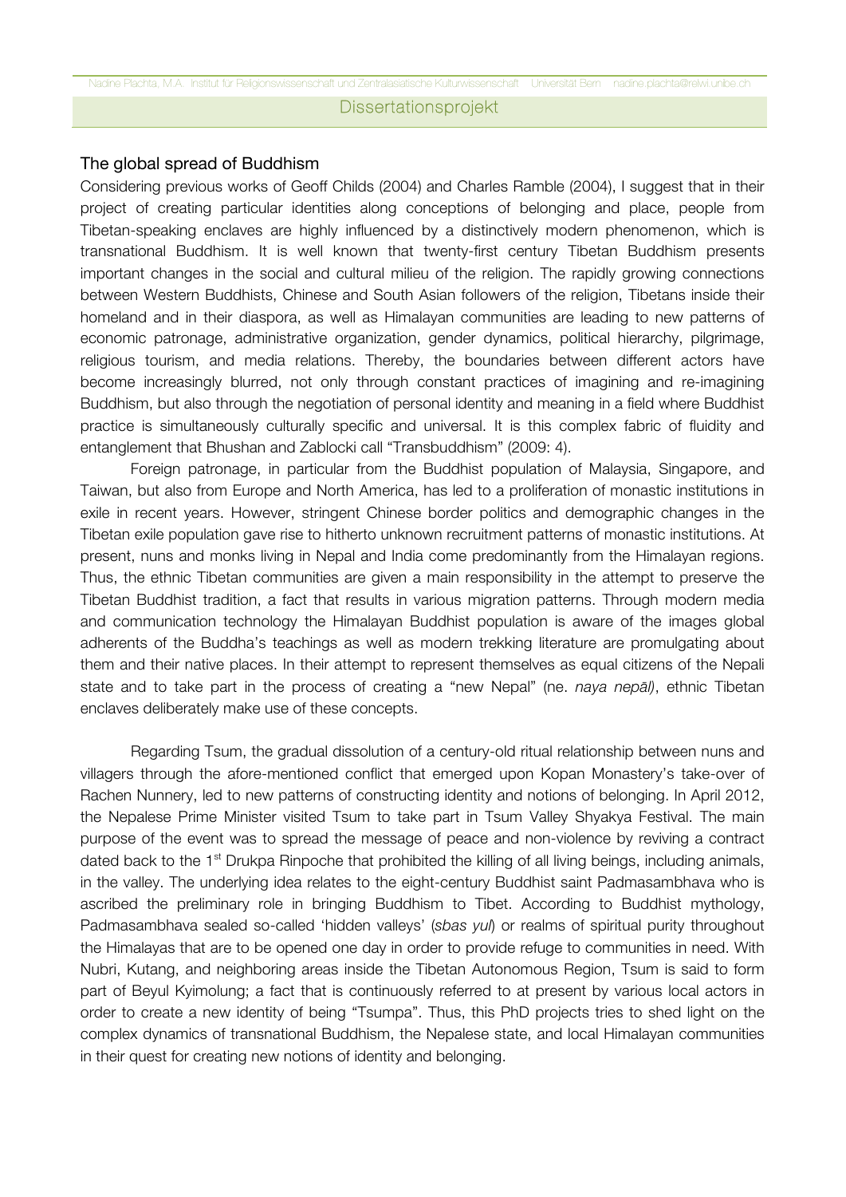## The global spread of Buddhism

Considering previous works of Geoff Childs (2004) and Charles Ramble (2004), I suggest that in their project of creating particular identities along conceptions of belonging and place, people from Tibetan-speaking enclaves are highly influenced by a distinctively modern phenomenon, which is transnational Buddhism. It is well known that twenty-first century Tibetan Buddhism presents important changes in the social and cultural milieu of the religion. The rapidly growing connections between Western Buddhists, Chinese and South Asian followers of the religion, Tibetans inside their homeland and in their diaspora, as well as Himalayan communities are leading to new patterns of economic patronage, administrative organization, gender dynamics, political hierarchy, pilgrimage, religious tourism, and media relations. Thereby, the boundaries between different actors have become increasingly blurred, not only through constant practices of imagining and re-imagining Buddhism, but also through the negotiation of personal identity and meaning in a field where Buddhist practice is simultaneously culturally specific and universal. It is this complex fabric of fluidity and entanglement that Bhushan and Zablocki call "Transbuddhism" (2009: 4).

Foreign patronage, in particular from the Buddhist population of Malaysia, Singapore, and Taiwan, but also from Europe and North America, has led to a proliferation of monastic institutions in exile in recent years. However, stringent Chinese border politics and demographic changes in the Tibetan exile population gave rise to hitherto unknown recruitment patterns of monastic institutions. At present, nuns and monks living in Nepal and India come predominantly from the Himalayan regions. Thus, the ethnic Tibetan communities are given a main responsibility in the attempt to preserve the Tibetan Buddhist tradition, a fact that results in various migration patterns. Through modern media and communication technology the Himalayan Buddhist population is aware of the images global adherents of the Buddha's teachings as well as modern trekking literature are promulgating about them and their native places. In their attempt to represent themselves as equal citizens of the Nepali state and to take part in the process of creating a "new Nepal" (ne. *naya nepāl)*, ethnic Tibetan enclaves deliberately make use of these concepts.

Regarding Tsum, the gradual dissolution of a century-old ritual relationship between nuns and villagers through the afore-mentioned conflict that emerged upon Kopan Monastery's take-over of Rachen Nunnery, led to new patterns of constructing identity and notions of belonging. In April 2012, the Nepalese Prime Minister visited Tsum to take part in Tsum Valley Shyakya Festival. The main purpose of the event was to spread the message of peace and non-violence by reviving a contract dated back to the 1st Drukpa Rinpoche that prohibited the killing of all living beings, including animals, in the valley. The underlying idea relates to the eight-century Buddhist saint Padmasambhava who is ascribed the preliminary role in bringing Buddhism to Tibet. According to Buddhist mythology, Padmasambhava sealed so-called 'hidden valleys' (*sbas yul*) or realms of spiritual purity throughout the Himalayas that are to be opened one day in order to provide refuge to communities in need. With Nubri, Kutang, and neighboring areas inside the Tibetan Autonomous Region, Tsum is said to form part of Beyul Kyimolung; a fact that is continuously referred to at present by various local actors in order to create a new identity of being "Tsumpa". Thus, this PhD projects tries to shed light on the complex dynamics of transnational Buddhism, the Nepalese state, and local Himalayan communities in their quest for creating new notions of identity and belonging.